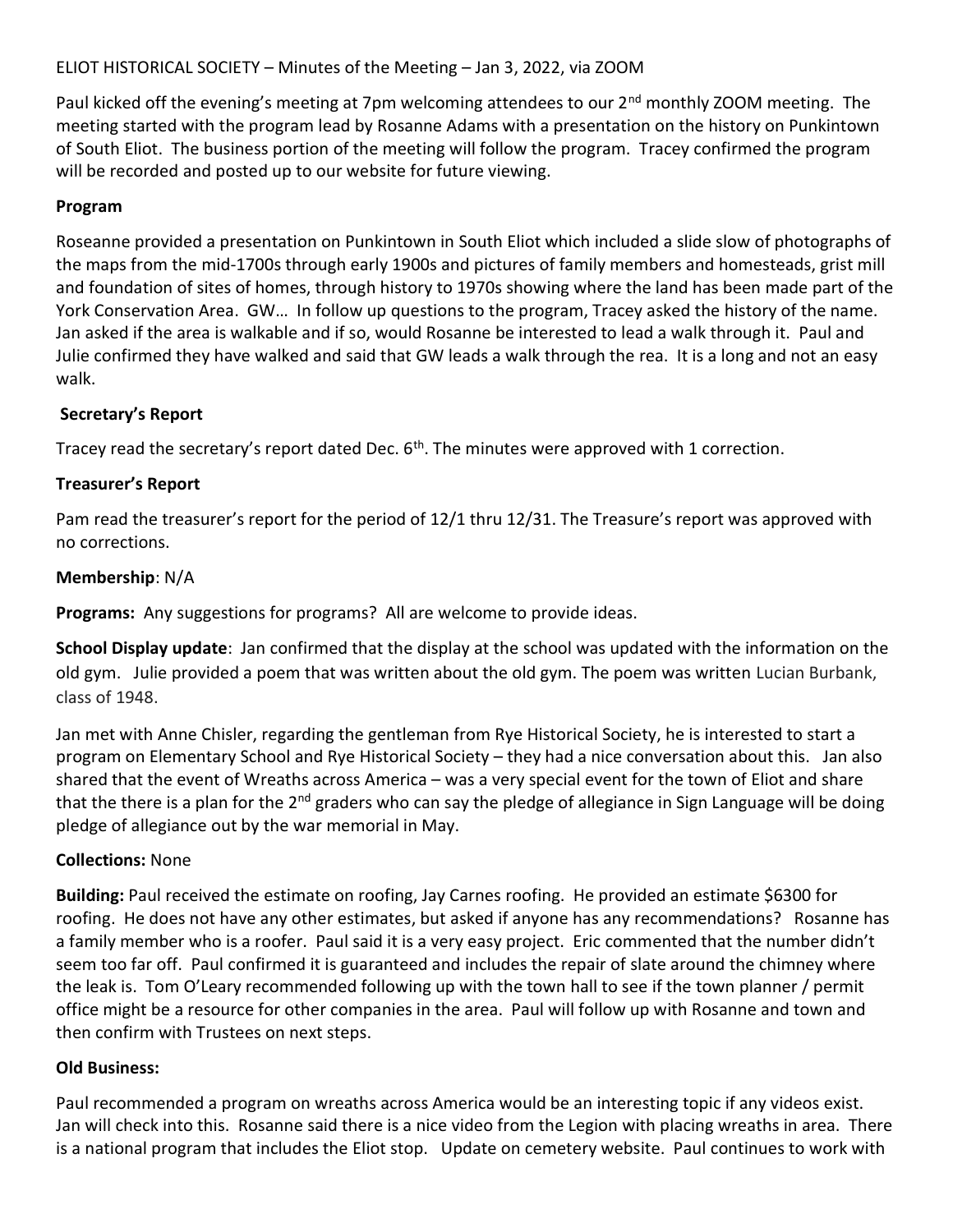ELIOT HISTORICAL SOCIETY – Minutes of the Meeting – Jan 3, 2022, via ZOOM

Paul kicked off the evening's meeting at 7pm welcoming attendees to our 2nd monthly ZOOM meeting. The meeting started with the program lead by Rosanne Adams with a presentation on the history on Punkintown of South Eliot. The business portion of the meeting will follow the program. Tracey confirmed the program will be recorded and posted up to our website for future viewing.

**Program**

Roseanne provided a presentation on Punkintown in South Eliot which included a slide slow of photographs of the maps from the mid-1700s through early 1900s and pictures of family members and homesteads, grist mill and foundation of sites of homes, through history to 1970s showing where the land has been made part of the York Conservation Area. GW… In follow up questions to the program, Tracey asked the history of the name. Jan asked if the area is walkable and if so, would Rosanne be interested to lead a walk through it. Paul and Julie confirmed they have walked and said that GW leads a walk through the rea. It is a long and not an easy walk.

**Secretary's Report**

Tracey read the secretary's report dated Dec. 6th. The minutes were approved with 1 correction.

**Treasurer's Report**

Pam read the treasurer's report for the period of 12/1 thru 12/31. The Treasure's report was approved with no corrections.

**Membership**: N/A

**Programs:** Any suggestions for programs? All are welcome to provide ideas.

**School Display update**: Jan confirmed that the display at the school was updated with the information on the old gym. Julie provided a poem that was written about the old gym. The poem was written Lucian Burbank, class of 1948.

Jan met with Anne Chisler, regarding the gentleman from Rye Historical Society, he is interested to start a program on Elementary School and Rye Historical Society – they had a nice conversation about this. Jan also shared that the event of Wreaths across America – was a very special event for the town of Eliot and share that the there is a plan for the 2nd graders who can say the pledge of allegiance in Sign Language will be doing pledge of allegiance out by the war memorial in May.

**Collections:** None

**Building:** Paul received the estimate on roofing, Jay Carnes roofing. He provided an estimate $6300 for roofing. He does not have any other estimates, but asked if anyone has any recommendations? Rosanne has a family member who is a roofer. Paul said it is a very easy project. Eric commented that the number didn't seem too far off. Paul confirmed it is guaranteed and includes the repair of slate around the chimney where the leak is. Tom O'Leary recommended following up with the town hall to see if the town planner / permit office might be a resource for other companies in the area. Paul will follow up with Rosanne and town and then confirm with Trustees on next steps.

**Old Business:**

Paul recommended a program on wreaths across America would be an interesting topic if any videos exist. Jan will check into this. Rosanne said there is a nice video from the Legion with placing wreaths in area. There is a national program that includes the Eliot stop. Update on cemetery website. Paul continues to work with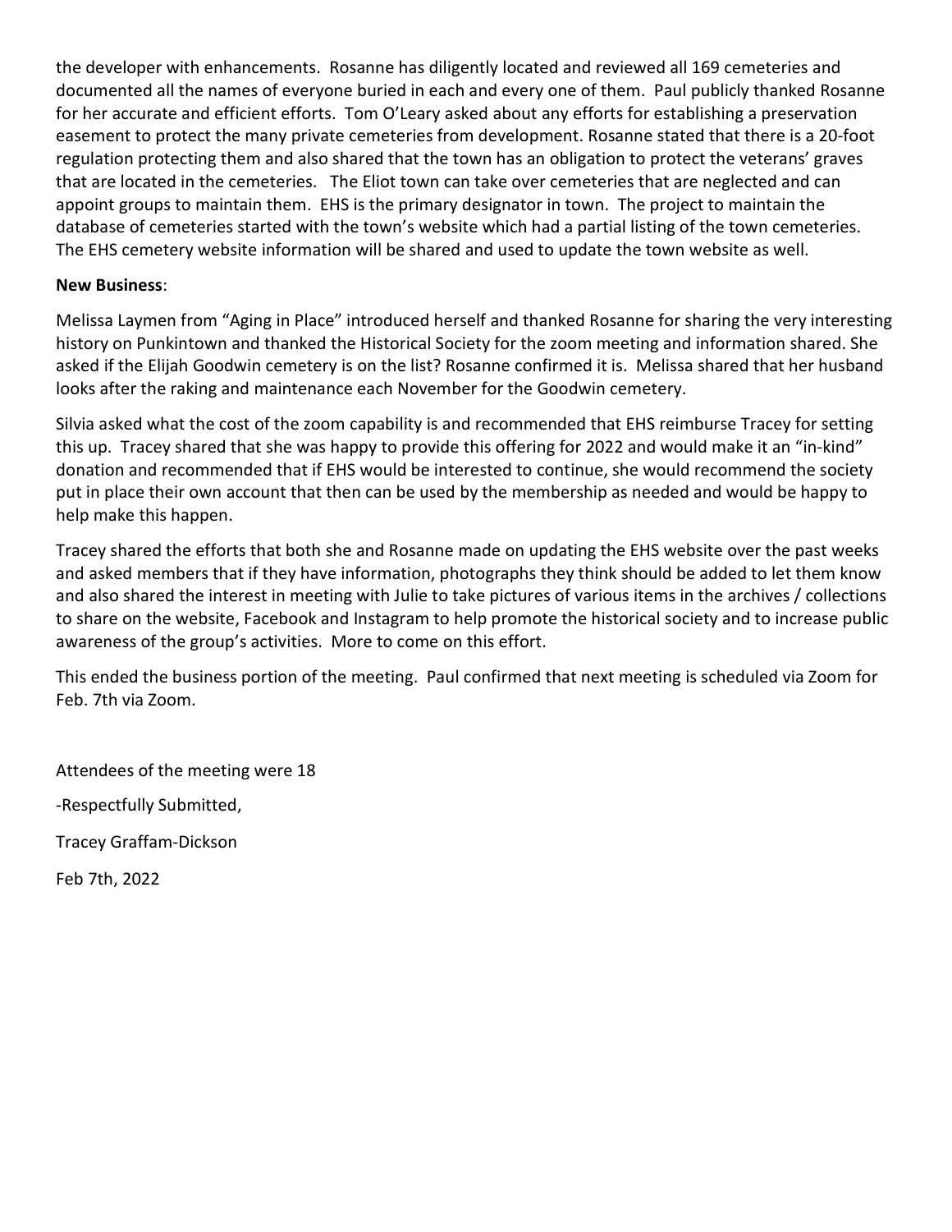the developer with enhancements. Rosanne has diligently located and reviewed all 169 cemeteries and documented all the names of everyone buried in each and every one of them. Paul publicly thanked Rosanne for her accurate and efficient efforts. Tom O'Leary asked about any efforts for establishing a preservation easement to protect the many private cemeteries from development. Rosanne stated that there is a 20-foot regulation protecting them and also shared that the town has an obligation to protect the veterans' graves that are located in the cemeteries. The Eliot town can take over cemeteries that are neglected and can appoint groups to maintain them. EHS is the primary designator in town. The project to maintain the database of cemeteries started with the town's website which had a partial listing of the town cemeteries. The EHS cemetery website information will be shared and used to update the town website as well.

**New Business**:

Melissa Laymen from "Aging in Place" introduced herself and thanked Rosanne for sharing the very interesting history on Punkintown and thanked the Historical Society for the zoom meeting and information shared. She asked if the Elijah Goodwin cemetery is on the list? Rosanne confirmed it is. Melissa shared that her husband looks after the raking and maintenance each November for the Goodwin cemetery.

Silvia asked what the cost of the zoom capability is and recommended that EHS reimburse Tracey for setting this up. Tracey shared that she was happy to provide this offering for 2022 and would make it an "in-kind" donation and recommended that if EHS would be interested to continue, she would recommend the society put in place their own account that then can be used by the membership as needed and would be happy to help make this happen.

Tracey shared the efforts that both she and Rosanne made on updating the EHS website over the past weeks and asked members that if they have information, photographs they think should be added to let them know and also shared the interest in meeting with Julie to take pictures of various items in the archives / collections to share on the website, Facebook and Instagram to help promote the historical society and to increase public awareness of the group's activities. More to come on this effort.

This ended the business portion of the meeting. Paul confirmed that next meeting is scheduled via Zoom for Feb. 7th via Zoom.

Attendees of the meeting were 18

-Respectfully Submitted,

Tracey Graffam-Dickson

Feb 7th, 2022